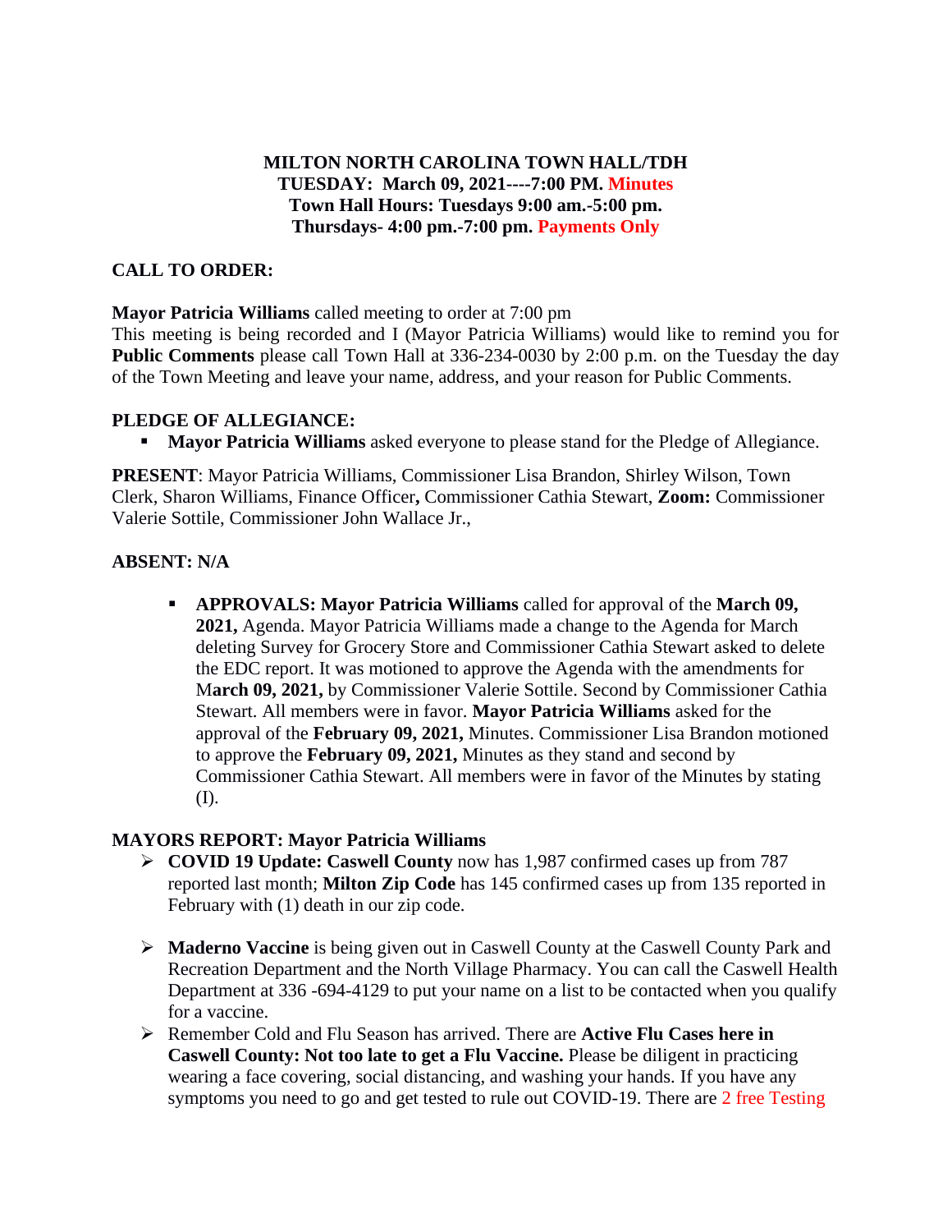**MILTON NORTH CAROLINA TOWN HALL/TDH**
**TUESDAY: March 09, 2021----7:00 PM. Minutes**
**Town Hall Hours: Tuesdays 9:00 am.-5:00 pm.**
**Thursdays- 4:00 pm.-7:00 pm. Payments Only**

## CALL TO ORDER:

**Mayor Patricia Williams** called meeting to order at 7:00 pm
This meeting is being recorded and I (Mayor Patricia Williams) would like to remind you for **Public Comments** please call Town Hall at 336-234-0030 by 2:00 p.m. on the Tuesday the day of the Town Meeting and leave your name, address, and your reason for Public Comments.

## PLEDGE OF ALLEGIANCE:

- **Mayor Patricia Williams** asked everyone to please stand for the Pledge of Allegiance.

**PRESENT**: Mayor Patricia Williams, Commissioner Lisa Brandon, Shirley Wilson, Town Clerk, Sharon Williams, Finance Officer**,** Commissioner Cathia Stewart, **Zoom:** Commissioner Valerie Sottile, Commissioner John Wallace Jr.,

**ABSENT: N/A**

- **APPROVALS: Mayor Patricia Williams** called for approval of the **March 09, 2021,** Agenda. Mayor Patricia Williams made a change to the Agenda for March deleting Survey for Grocery Store and Commissioner Cathia Stewart asked to delete the EDC report. It was motioned to approve the Agenda with the amendments for M**arch 09, 2021,** by Commissioner Valerie Sottile. Second by Commissioner Cathia Stewart. All members were in favor. **Mayor Patricia Williams** asked for the approval of the **February 09, 2021,** Minutes. Commissioner Lisa Brandon motioned to approve the **February 09, 2021,** Minutes as they stand and second by Commissioner Cathia Stewart. All members were in favor of the Minutes by stating (I).

## MAYORS REPORT: Mayor Patricia Williams

- **COVID 19 Update: Caswell County** now has 1,987 confirmed cases up from 787 reported last month; **Milton Zip Code** has 145 confirmed cases up from 135 reported in February with (1) death in our zip code.
- **Maderno Vaccine** is being given out in Caswell County at the Caswell County Park and Recreation Department and the North Village Pharmacy. You can call the Caswell Health Department at 336 -694-4129 to put your name on a list to be contacted when you qualify for a vaccine.
- Remember Cold and Flu Season has arrived. There are **Active Flu Cases here in Caswell County: Not too late to get a Flu Vaccine.** Please be diligent in practicing wearing a face covering, social distancing, and washing your hands. If you have any symptoms you need to go and get tested to rule out COVID-19. There are 2 free Testing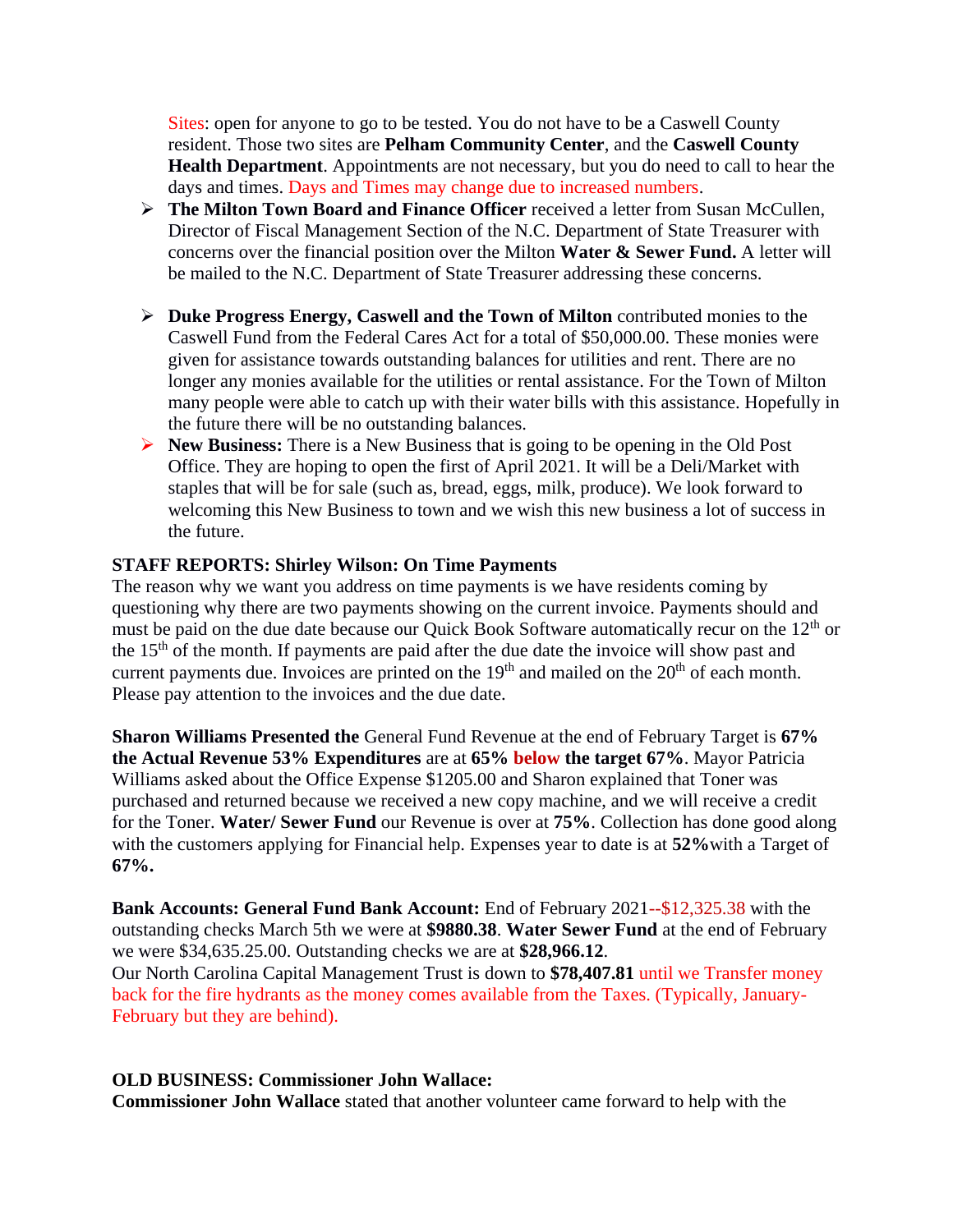Sites: open for anyone to go to be tested. You do not have to be a Caswell County resident. Those two sites are **Pelham Community Center**, and the **Caswell County Health Department**. Appointments are not necessary, but you do need to call to hear the days and times. Days and Times may change due to increased numbers.

- **The Milton Town Board and Finance Officer** received a letter from Susan McCullen, Director of Fiscal Management Section of the N.C. Department of State Treasurer with concerns over the financial position over the Milton **Water & Sewer Fund.** A letter will be mailed to the N.C. Department of State Treasurer addressing these concerns.

- **Duke Progress Energy, Caswell and the Town of Milton** contributed monies to the Caswell Fund from the Federal Cares Act for a total of $50,000.00. These monies were given for assistance towards outstanding balances for utilities and rent. There are no longer any monies available for the utilities or rental assistance. For the Town of Milton many people were able to catch up with their water bills with this assistance. Hopefully in the future there will be no outstanding balances.
- **New Business:** There is a New Business that is going to be opening in the Old Post Office. They are hoping to open the first of April 2021. It will be a Deli/Market with staples that will be for sale (such as, bread, eggs, milk, produce). We look forward to welcoming this New Business to town and we wish this new business a lot of success in the future.

**STAFF REPORTS: Shirley Wilson: On Time Payments**

The reason why we want you address on time payments is we have residents coming by questioning why there are two payments showing on the current invoice. Payments should and must be paid on the due date because our Quick Book Software automatically recur on the 12th or the 15th of the month. If payments are paid after the due date the invoice will show past and current payments due. Invoices are printed on the 19th and mailed on the 20th of each month. Please pay attention to the invoices and the due date.

**Sharon Williams Presented the** General Fund Revenue at the end of February Target is **67% the Actual Revenue 53% Expenditures** are at **65% below the target 67%**. Mayor Patricia Williams asked about the Office Expense $1205.00 and Sharon explained that Toner was purchased and returned because we received a new copy machine, and we will receive a credit for the Toner. **Water/ Sewer Fund** our Revenue is over at **75%**. Collection has done good along with the customers applying for Financial help. Expenses year to date is at **52%**with a Target of **67%.**

**Bank Accounts: General Fund Bank Account:** End of February 2021--$12,325.38 with the outstanding checks March 5th we were at **$9880.38**. **Water Sewer Fund** at the end of February we were $34,635.25.00. Outstanding checks we are at **$28,966.12**.
Our North Carolina Capital Management Trust is down to **$78,407.81** until we Transfer money back for the fire hydrants as the money comes available from the Taxes. (Typically, January-February but they are behind).

**OLD BUSINESS: Commissioner John Wallace:**

**Commissioner John Wallace** stated that another volunteer came forward to help with the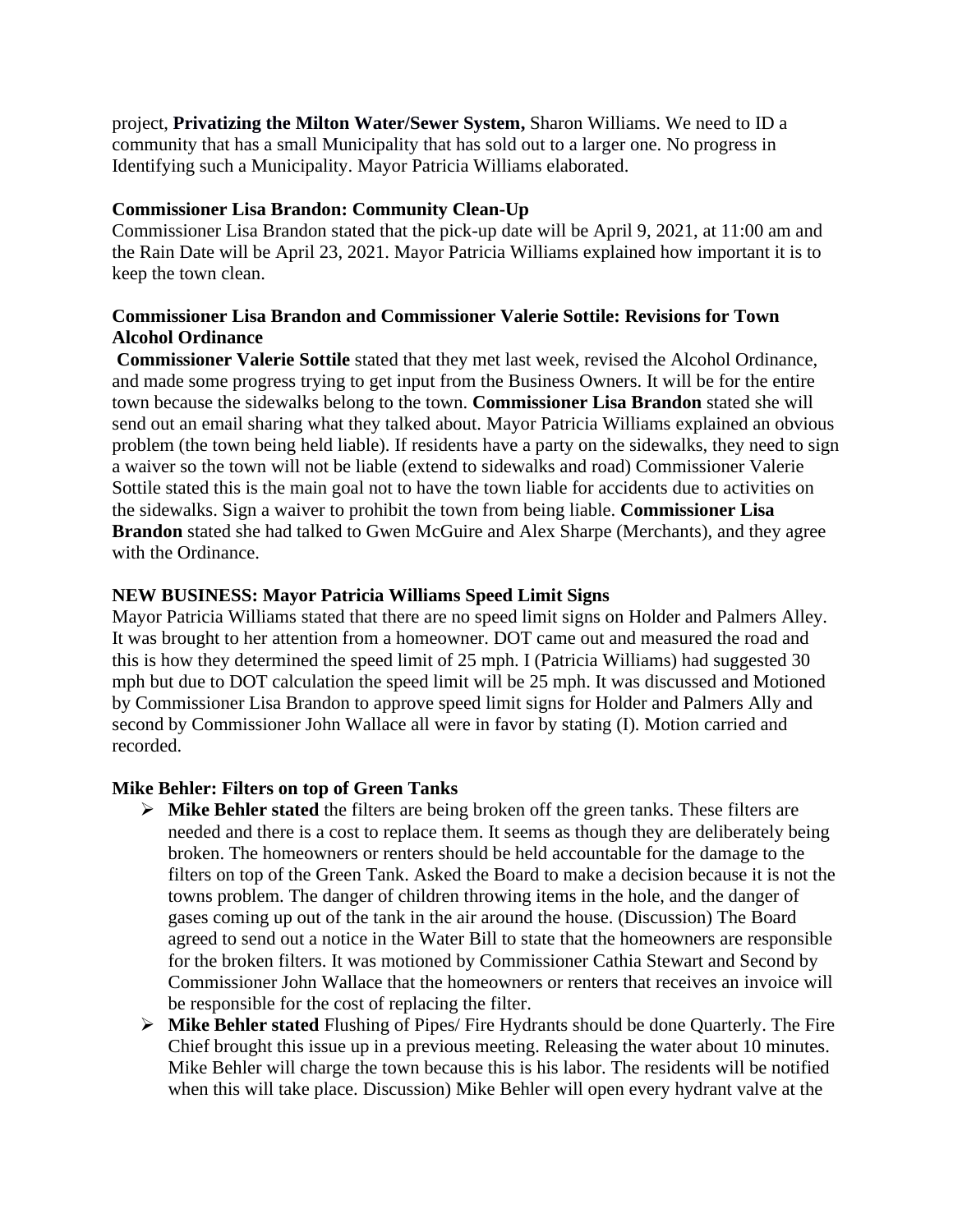project, **Privatizing the Milton Water/Sewer System,** Sharon Williams. We need to ID a community that has a small Municipality that has sold out to a larger one. No progress in Identifying such a Municipality. Mayor Patricia Williams elaborated.

**Commissioner Lisa Brandon: Community Clean-Up**

Commissioner Lisa Brandon stated that the pick-up date will be April 9, 2021, at 11:00 am and the Rain Date will be April 23, 2021. Mayor Patricia Williams explained how important it is to keep the town clean.

**Commissioner Lisa Brandon and Commissioner Valerie Sottile: Revisions for Town Alcohol Ordinance**

**Commissioner Valerie Sottile** stated that they met last week, revised the Alcohol Ordinance, and made some progress trying to get input from the Business Owners. It will be for the entire town because the sidewalks belong to the town. **Commissioner Lisa Brandon** stated she will send out an email sharing what they talked about. Mayor Patricia Williams explained an obvious problem (the town being held liable). If residents have a party on the sidewalks, they need to sign a waiver so the town will not be liable (extend to sidewalks and road) Commissioner Valerie Sottile stated this is the main goal not to have the town liable for accidents due to activities on the sidewalks. Sign a waiver to prohibit the town from being liable. **Commissioner Lisa Brandon** stated she had talked to Gwen McGuire and Alex Sharpe (Merchants), and they agree with the Ordinance.

**NEW BUSINESS: Mayor Patricia Williams Speed Limit Signs**

Mayor Patricia Williams stated that there are no speed limit signs on Holder and Palmers Alley. It was brought to her attention from a homeowner. DOT came out and measured the road and this is how they determined the speed limit of 25 mph. I (Patricia Williams) had suggested 30 mph but due to DOT calculation the speed limit will be 25 mph. It was discussed and Motioned by Commissioner Lisa Brandon to approve speed limit signs for Holder and Palmers Ally and second by Commissioner John Wallace all were in favor by stating (I). Motion carried and recorded.

**Mike Behler: Filters on top of Green Tanks**

- **Mike Behler stated** the filters are being broken off the green tanks. These filters are needed and there is a cost to replace them. It seems as though they are deliberately being broken. The homeowners or renters should be held accountable for the damage to the filters on top of the Green Tank. Asked the Board to make a decision because it is not the towns problem. The danger of children throwing items in the hole, and the danger of gases coming up out of the tank in the air around the house. (Discussion) The Board agreed to send out a notice in the Water Bill to state that the homeowners are responsible for the broken filters. It was motioned by Commissioner Cathia Stewart and Second by Commissioner John Wallace that the homeowners or renters that receives an invoice will be responsible for the cost of replacing the filter.
- **Mike Behler stated** Flushing of Pipes/ Fire Hydrants should be done Quarterly. The Fire Chief brought this issue up in a previous meeting. Releasing the water about 10 minutes. Mike Behler will charge the town because this is his labor. The residents will be notified when this will take place. Discussion) Mike Behler will open every hydrant valve at the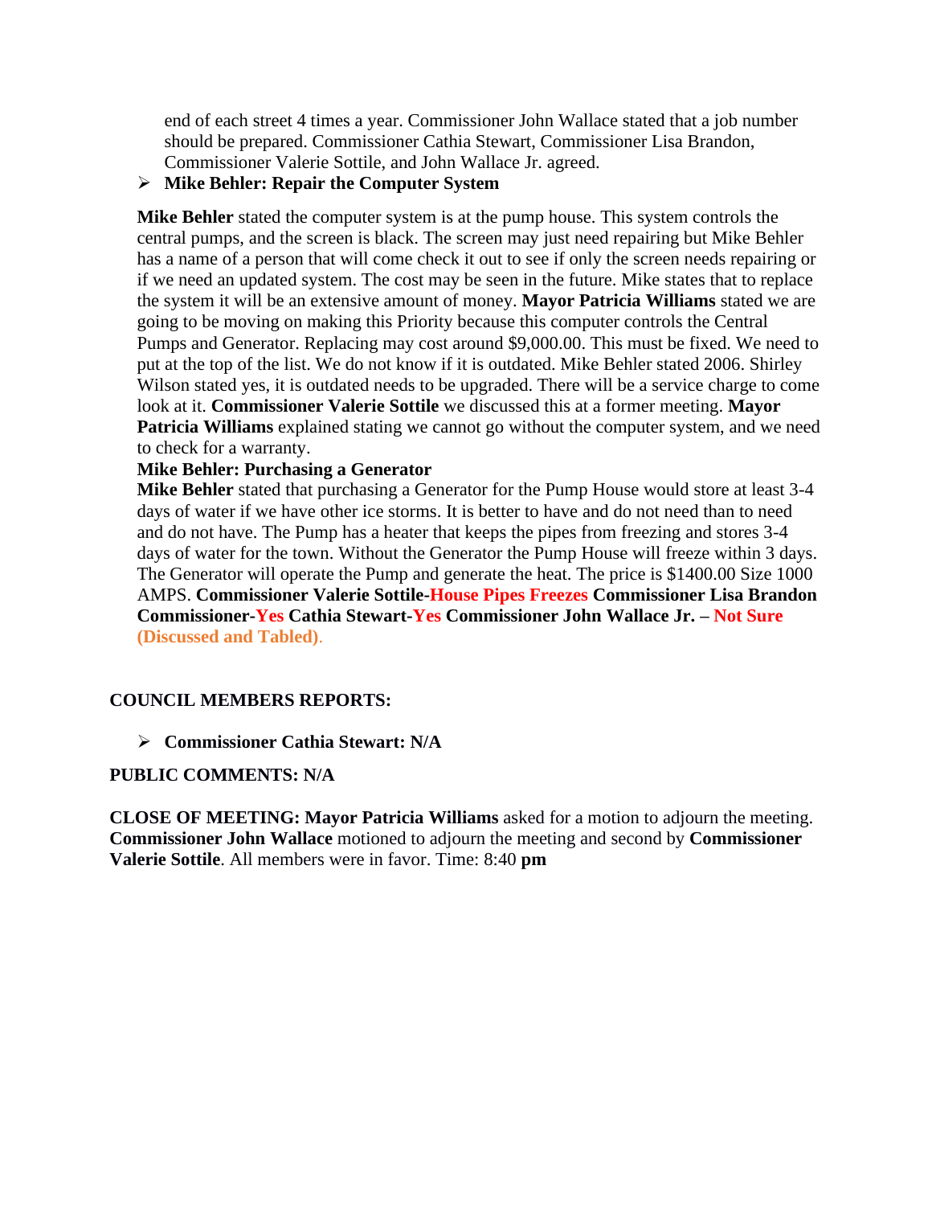end of each street 4 times a year. Commissioner John Wallace stated that a job number should be prepared. Commissioner Cathia Stewart, Commissioner Lisa Brandon, Commissioner Valerie Sottile, and John Wallace Jr. agreed.

- **Mike Behler: Repair the Computer System**

**Mike Behler** stated the computer system is at the pump house. This system controls the central pumps, and the screen is black. The screen may just need repairing but Mike Behler has a name of a person that will come check it out to see if only the screen needs repairing or if we need an updated system. The cost may be seen in the future. Mike states that to replace the system it will be an extensive amount of money. **Mayor Patricia Williams** stated we are going to be moving on making this Priority because this computer controls the Central Pumps and Generator. Replacing may cost around $9,000.00. This must be fixed. We need to put at the top of the list. We do not know if it is outdated. Mike Behler stated 2006. Shirley Wilson stated yes, it is outdated needs to be upgraded. There will be a service charge to come look at it. **Commissioner Valerie Sottile** we discussed this at a former meeting. **Mayor Patricia Williams** explained stating we cannot go without the computer system, and we need to check for a warranty.

**Mike Behler: Purchasing a Generator**

**Mike Behler** stated that purchasing a Generator for the Pump House would store at least 3-4 days of water if we have other ice storms. It is better to have and do not need than to need and do not have. The Pump has a heater that keeps the pipes from freezing and stores 3-4 days of water for the town. Without the Generator the Pump House will freeze within 3 days. The Generator will operate the Pump and generate the heat. The price is $1400.00 Size 1000 AMPS. **Commissioner Valerie Sottile-House Pipes Freezes Commissioner Lisa Brandon Commissioner-Yes Cathia Stewart-Yes Commissioner John Wallace Jr. – Not Sure (Discussed and Tabled)**.

**COUNCIL MEMBERS REPORTS:**

- **Commissioner Cathia Stewart: N/A**

**PUBLIC COMMENTS: N/A**

**CLOSE OF MEETING: Mayor Patricia Williams** asked for a motion to adjourn the meeting. **Commissioner John Wallace** motioned to adjourn the meeting and second by **Commissioner Valerie Sottile**. All members were in favor. Time: 8:40 **pm**